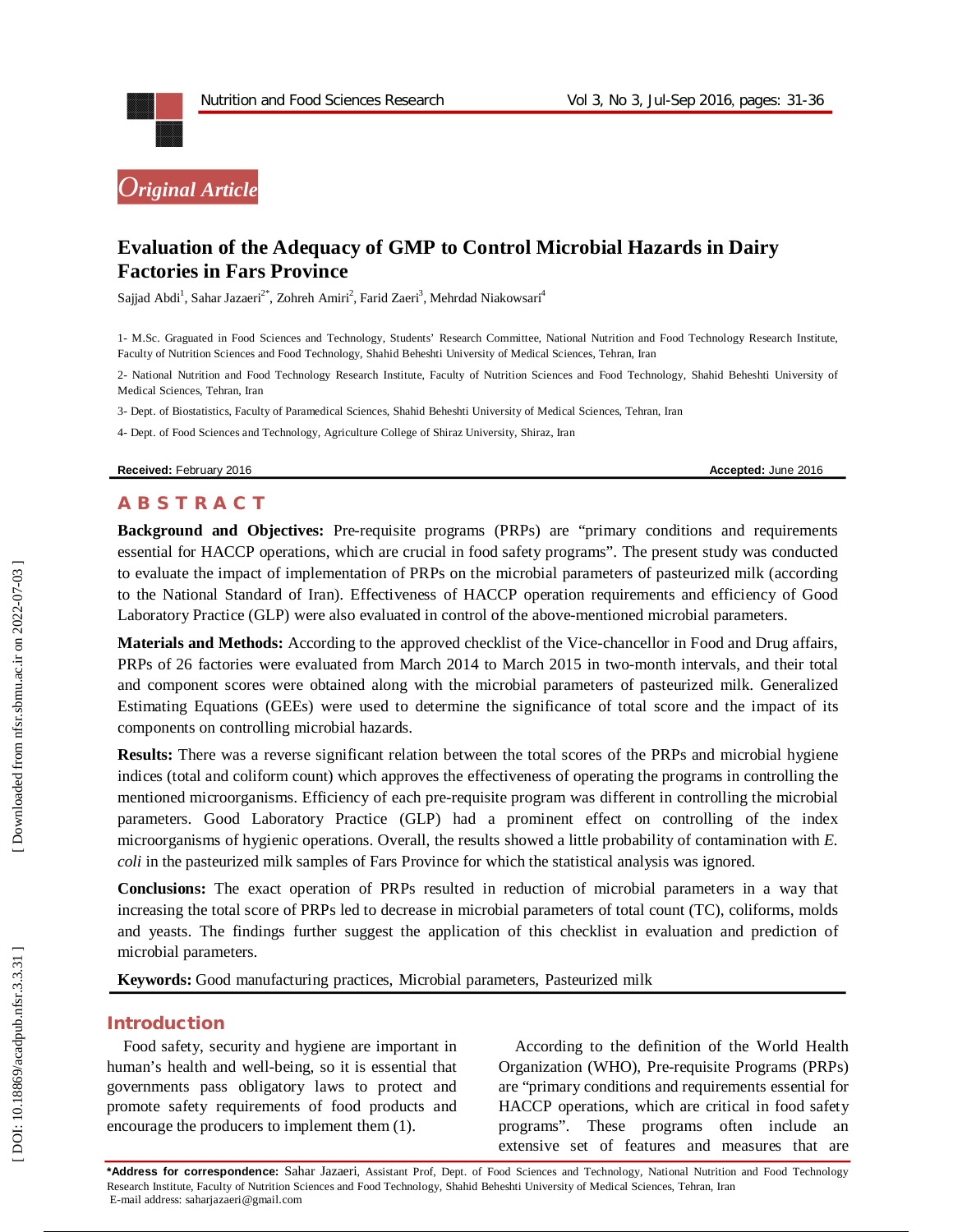Original Article

# Evaluation of the Adequacy of GMP to Control Microbial Hazards in Dairy Factories in Fars Province

Sajjad Abdi[1], Sahar Jazaeri[2*], Zohreh Amiri[2], Farid Zaeri[3], Mehrdad Niakowsari[4]

1- M.Sc. Graguated in Food Sciences and Technology, Students' Research Committee, National Nutrition and Food Technology Research Institute, Faculty of Nutrition Sciences and Food Technology, Shahid Beheshti University of Medical Sciences, Tehran, Iran

2- National Nutrition and Food Technology Research Institute, Faculty of Nutrition Sciences and Food Technology, Shahid Beheshti University of Medical Sciences, Tehran, Iran

3- Dept. of Biostatistics, Faculty of Paramedical Sciences, Shahid Beheshti University of Medical Sciences, Tehran, Iran

4- Dept. of Food Sciences and Technology, Agriculture College of Shiraz University, Shiraz, Iran

**Received:** February 2016 **Accepted:** June 2016

## ABSTRACT

**Background and Objectives:** Pre-requisite programs (PRPs) are "primary conditions and requirements essential for HACCP operations, which are crucial in food safety programs". The present study was conducted to evaluate the impact of implementation of PRPs on the microbial parameters of pasteurized milk (according to the National Standard of Iran). Effectiveness of HACCP operation requirements and efficiency of Good Laboratory Practice (GLP) were also evaluated in control of the above-mentioned microbial parameters.

**Materials and Methods:** According to the approved checklist of the Vice-chancellor in Food and Drug affairs, PRPs of 26 factories were evaluated from March 2014 to March 2015 in two-month intervals, and their total and component scores were obtained along with the microbial parameters of pasteurized milk. Generalized Estimating Equations (GEEs) were used to determine the significance of total score and the impact of its components on controlling microbial hazards.

**Results:** There was a reverse significant relation between the total scores of the PRPs and microbial hygiene indices (total and coliform count) which approves the effectiveness of operating the programs in controlling the mentioned microorganisms. Efficiency of each pre-requisite program was different in controlling the microbial parameters. Good Laboratory Practice (GLP) had a prominent effect on controlling of the index microorganisms of hygienic operations. Overall, the results showed a little probability of contamination with *E. coli* in the pasteurized milk samples of Fars Province for which the statistical analysis was ignored.

**Conclusions:** The exact operation of PRPs resulted in reduction of microbial parameters in a way that increasing the total score of PRPs led to decrease in microbial parameters of total count (TC), coliforms, molds and yeasts. The findings further suggest the application of this checklist in evaluation and prediction of microbial parameters.

**Keywords:** Good manufacturing practices, Microbial parameters, Pasteurized milk

## Introduction

Food safety, security and hygiene are important in human's health and well-being, so it is essential that governments pass obligatory laws to protect and promote safety requirements of food products and encourage the producers to implement them (1).

According to the definition of the World Health Organization (WHO), Pre-requisite Programs (PRPs) are "primary conditions and requirements essential for HACCP operations, which are critical in food safety programs". These programs often include an extensive set of features and measures that are

**\*Address for correspondence:** Sahar Jazaeri, Assistant Prof, Dept. of Food Sciences and Technology, National Nutrition and Food Technology Research Institute, Faculty of Nutrition Sciences and Food Technology, Shahid Beheshti University of Medical Sciences, Tehran, Iran
E-mail address: saharjazaeri@gmail.com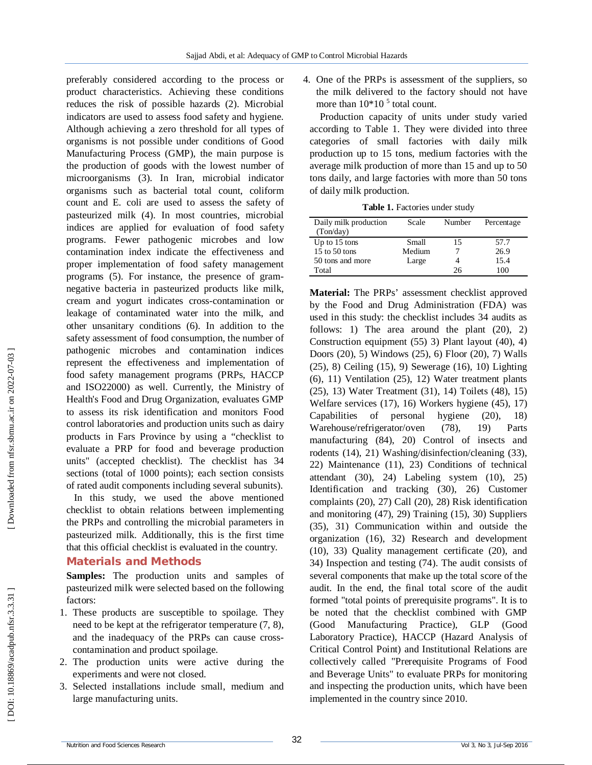preferably considered according to the process or product characteristics. Achieving these conditions reduces the risk of possible hazards (2). Microbial indicators are used to assess food safety and hygiene. Although achieving a zero threshold for all types of organisms is not possible under conditions of Good Manufacturing Process (GMP), the main purpose is the production of goods with the lowest number of microorganisms (3). In Iran, microbial indicator organisms such as bacterial total count, coliform count and E. coli are used to assess the safety of pasteurized milk (4). In most countries, microbial indices are applied for evaluation of food safety programs. Fewer pathogenic microbes and low contamination index indicate the effectiveness and proper implementation of food safety management programs (5). For instance, the presence of gram-negative bacteria in pasteurized products like milk, cream and yogurt indicates cross-contamination or leakage of contaminated water into the milk, and other unsanitary conditions (6). In addition to the safety assessment of food consumption, the number of pathogenic microbes and contamination indices represent the effectiveness and implementation of food safety management programs (PRPs, HACCP and ISO22000) as well. Currently, the Ministry of Health's Food and Drug Organization, evaluates GMP to assess its risk identification and monitors Food control laboratories and production units such as dairy products in Fars Province by using a "checklist to evaluate a PRP for food and beverage production units" (accepted checklist). The checklist has 34 sections (total of 1000 points); each section consists of rated audit components including several subunits).

In this study, we used the above mentioned checklist to obtain relations between implementing the PRPs and controlling the microbial parameters in pasteurized milk. Additionally, this is the first time that this official checklist is evaluated in the country.

## Materials and Methods

**Samples:** The production units and samples of pasteurized milk were selected based on the following factors:

1. These products are susceptible to spoilage. They need to be kept at the refrigerator temperature (7, 8), and the inadequacy of the PRPs can cause cross-contamination and product spoilage.
2. The production units were active during the experiments and were not closed.
3. Selected installations include small, medium and large manufacturing units.
4. One of the PRPs is assessment of the suppliers, so the milk delivered to the factory should not have more than $10*10^5$ total count.

Production capacity of units under study varied according to Table 1. They were divided into three categories of small factories with daily milk production up to 15 tons, medium factories with the average milk production of more than 15 and up to 50 tons daily, and large factories with more than 50 tons of daily milk production.

**Table 1.** Factories under study

| Daily milk production (Ton/day) | Scale | Number | Percentage |
|---|---|---|---|
| Up to 15 tons | Small | 15 | 57.7 |
| 15 to 50 tons | Medium | 7 | 26.9 |
| 50 tons and more | Large | 4 | 15.4 |
| Total | | 26 | 100 |

**Material:** The PRPs' assessment checklist approved by the Food and Drug Administration (FDA) was used in this study: the checklist includes 34 audits as follows: 1) The area around the plant (20), 2) Construction equipment (55) 3) Plant layout (40), 4) Doors (20), 5) Windows (25), 6) Floor (20), 7) Walls (25), 8) Ceiling (15), 9) Sewerage (16), 10) Lighting (6), 11) Ventilation (25), 12) Water treatment plants (25), 13) Water Treatment (31), 14) Toilets (48), 15) Welfare services (17), 16) Workers hygiene (45), 17) Capabilities of personal hygiene (20), 18) Warehouse/refrigerator/oven (78), 19) Parts manufacturing (84), 20) Control of insects and rodents (14), 21) Washing/disinfection/cleaning (33), 22) Maintenance (11), 23) Conditions of technical attendant (30), 24) Labeling system (10), 25) Identification and tracking (30), 26) Customer complaints (20), 27) Call (20), 28) Risk identification and monitoring (47), 29) Training (15), 30) Suppliers (35), 31) Communication within and outside the organization (16), 32) Research and development (10), 33) Quality management certificate (20), and 34) Inspection and testing (74). The audit consists of several components that make up the total score of the audit. In the end, the final total score of the audit formed "total points of prerequisite programs". It is to be noted that the checklist combined with GMP (Good Manufacturing Practice), GLP (Good Laboratory Practice), HACCP (Hazard Analysis of Critical Control Point) and Institutional Relations are collectively called "Prerequisite Programs of Food and Beverage Units" to evaluate PRPs for monitoring and inspecting the production units, which have been implemented in the country since 2010.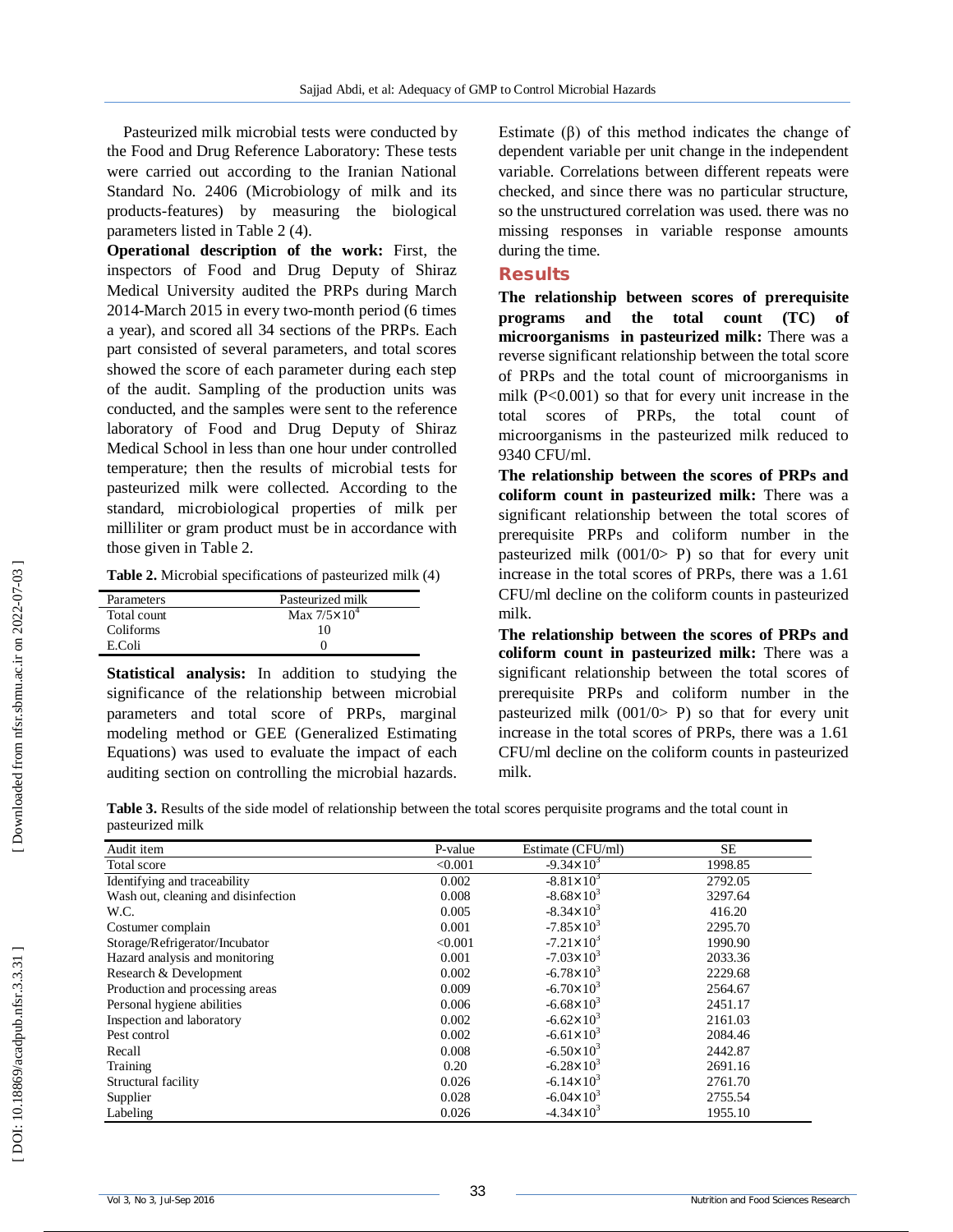Pasteurized milk microbial tests were conducted by the Food and Drug Reference Laboratory: These tests were carried out according to the Iranian National Standard No. 2406 (Microbiology of milk and its products-features) by measuring the biological parameters listed in Table 2 (4).

**Operational description of the work:** First, the inspectors of Food and Drug Deputy of Shiraz Medical University audited the PRPs during March 2014-March 2015 in every two-month period (6 times a year), and scored all 34 sections of the PRPs. Each part consisted of several parameters, and total scores showed the score of each parameter during each step of the audit. Sampling of the production units was conducted, and the samples were sent to the reference laboratory of Food and Drug Deputy of Shiraz Medical School in less than one hour under controlled temperature; then the results of microbial tests for pasteurized milk were collected. According to the standard, microbiological properties of milk per milliliter or gram product must be in accordance with those given in Table 2.

**Table 2.** Microbial specifications of pasteurized milk (4)

| Parameters | Pasteurized milk |
|---|---|
| Total count | Max $7/5\times10^4$ |
| Coliforms | 10 |
| E.Coli | 0 |

**Statistical analysis:** In addition to studying the significance of the relationship between microbial parameters and total score of PRPs, marginal modeling method or GEE (Generalized Estimating Equations) was used to evaluate the impact of each auditing section on controlling the microbial hazards. Estimate (β) of this method indicates the change of dependent variable per unit change in the independent variable. Correlations between different repeats were checked, and since there was no particular structure, so the unstructured correlation was used. there was no missing responses in variable response amounts during the time.

## Results

**The relationship between scores of prerequisite programs and the total count (TC) of microorganisms in pasteurized milk:** There was a reverse significant relationship between the total score of PRPs and the total count of microorganisms in milk ($P<0.001$) so that for every unit increase in the total scores of PRPs, the total count of microorganisms in the pasteurized milk reduced to 9340 CFU/ml.

**The relationship between the scores of PRPs and coliform count in pasteurized milk:** There was a significant relationship between the total scores of prerequisite PRPs and coliform number in the pasteurized milk (001/0> P) so that for every unit increase in the total scores of PRPs, there was a 1.61 CFU/ml decline on the coliform counts in pasteurized milk.

**The relationship between the scores of PRPs and coliform count in pasteurized milk:** There was a significant relationship between the total scores of prerequisite PRPs and coliform number in the pasteurized milk (001/0> P) so that for every unit increase in the total scores of PRPs, there was a 1.61 CFU/ml decline on the coliform counts in pasteurized milk.

**Table 3.** Results of the side model of relationship between the total scores perquisite programs and the total count in pasteurized milk

| Audit item | P-value | Estimate (CFU/ml) | SE |
|---|---|---|---|
| Total score | <0.001 | $-9.34\times10^3$ | 1998.85 |
| Identifying and traceability | 0.002 | $-8.81\times10^3$ | 2792.05 |
| Wash out, cleaning and disinfection | 0.008 | $-8.68\times10^3$ | 3297.64 |
| W.C. | 0.005 | $-8.34\times10^3$ | 416.20 |
| Costumer complain | 0.001 | $-7.85\times10^3$ | 2295.70 |
| Storage/Refrigerator/Incubator | <0.001 | $-7.21\times10^3$ | 1990.90 |
| Hazard analysis and monitoring | 0.001 | $-7.03\times10^3$ | 2033.36 |
| Research & Development | 0.002 | $-6.78\times10^3$ | 2229.68 |
| Production and processing areas | 0.009 | $-6.70\times10^3$ | 2564.67 |
| Personal hygiene abilities | 0.006 | $-6.68\times10^3$ | 2451.17 |
| Inspection and laboratory | 0.002 | $-6.62\times10^3$ | 2161.03 |
| Pest control | 0.002 | $-6.61\times10^3$ | 2084.46 |
| Recall | 0.008 | $-6.50\times10^3$ | 2442.87 |
| Training | 0.20 | $-6.28\times10^3$ | 2691.16 |
| Structural facility | 0.026 | $-6.14\times10^3$ | 2761.70 |
| Supplier | 0.028 | $-6.04\times10^3$ | 2755.54 |
| Labeling | 0.026 | $-4.34\times10^3$ | 1955.10 |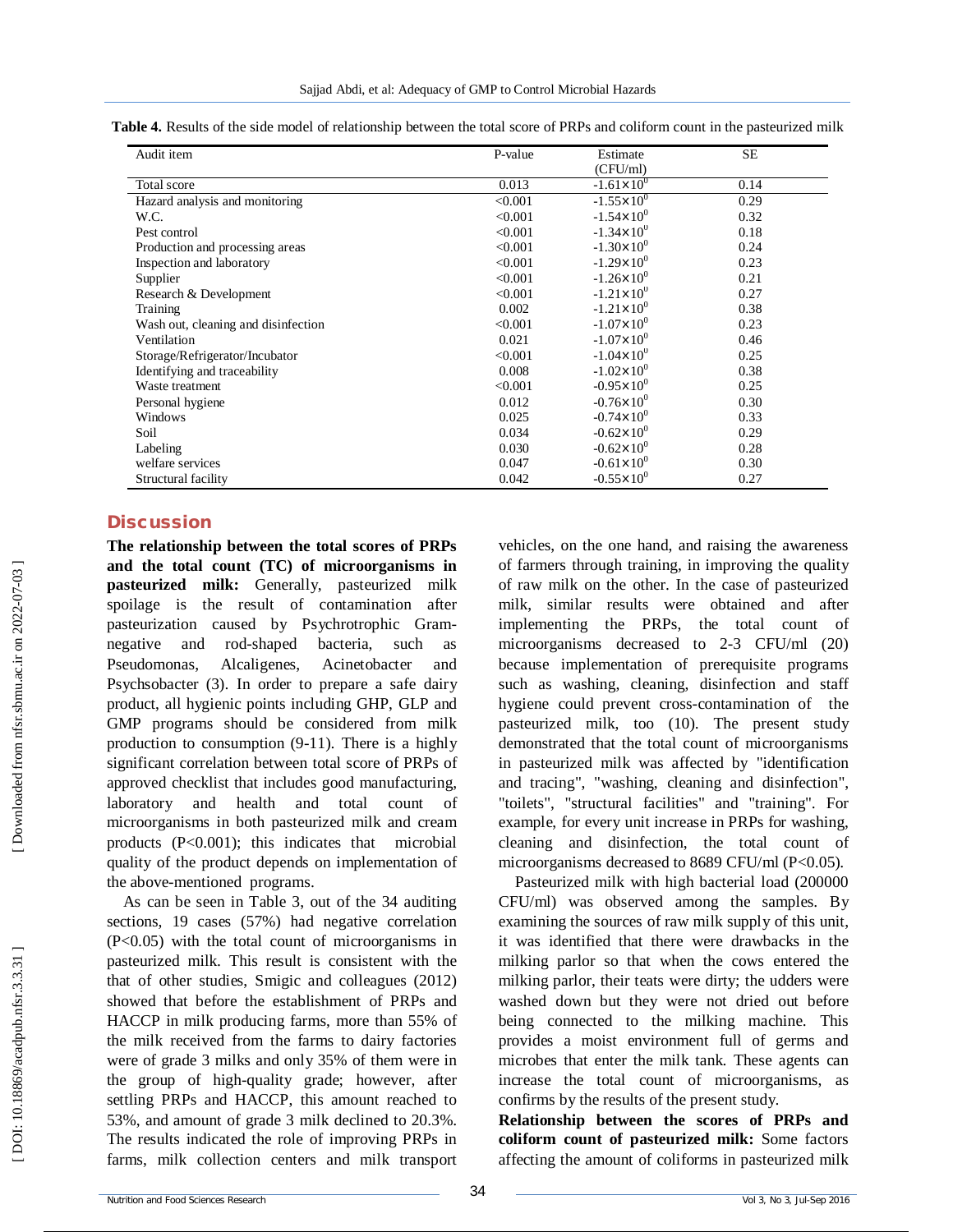**Table 4.** Results of the side model of relationship between the total score of PRPs and coliform count in the pasteurized milk

| Audit item | P-value | Estimate (CFU/ml) | SE |
|---|---|---|---|
| Total score | 0.013 | $-1.61\times10^{0}$ | 0.14 |
| Hazard analysis and monitoring | <0.001 | $-1.55\times10^{0}$ | 0.29 |
| W.C. | <0.001 | $-1.54\times10^{0}$ | 0.32 |
| Pest control | <0.001 | $-1.34\times10^{0}$ | 0.18 |
| Production and processing areas | <0.001 | $-1.30\times10^{0}$ | 0.24 |
| Inspection and laboratory | <0.001 | $-1.29\times10^{0}$ | 0.23 |
| Supplier | <0.001 | $-1.26\times10^{0}$ | 0.21 |
| Research & Development | <0.001 | $-1.21\times10^{0}$ | 0.27 |
| Training | 0.002 | $-1.21\times10^{0}$ | 0.38 |
| Wash out, cleaning and disinfection | <0.001 | $-1.07\times10^{0}$ | 0.23 |
| Ventilation | 0.021 | $-1.07\times10^{0}$ | 0.46 |
| Storage/Refrigerator/Incubator | <0.001 | $-1.04\times10^{0}$ | 0.25 |
| Identifying and traceability | 0.008 | $-1.02\times10^{0}$ | 0.38 |
| Waste treatment | <0.001 | $-0.95\times10^{0}$ | 0.25 |
| Personal hygiene | 0.012 | $-0.76\times10^{0}$ | 0.30 |
| Windows | 0.025 | $-0.74\times10^{0}$ | 0.33 |
| Soil | 0.034 | $-0.62\times10^{0}$ | 0.29 |
| Labeling | 0.030 | $-0.62\times10^{0}$ | 0.28 |
| welfare services | 0.047 | $-0.61\times10^{0}$ | 0.30 |
| Structural facility | 0.042 | $-0.55\times10^{0}$ | 0.27 |

## Discussion

**The relationship between the total scores of PRPs and the total count (TC) of microorganisms in pasteurized milk:** Generally, pasteurized milk spoilage is the result of contamination after pasteurization caused by Psychrotrophic Gram-negative and rod-shaped bacteria, such as Pseudomonas, Alcaligenes, Acinetobacter and Psychsobacter (3). In order to prepare a safe dairy product, all hygienic points including GHP, GLP and GMP programs should be considered from milk production to consumption (9-11). There is a highly significant correlation between total score of PRPs of approved checklist that includes good manufacturing, laboratory and health and total count of microorganisms in both pasteurized milk and cream products ($P<0.001$); this indicates that microbial quality of the product depends on implementation of the above-mentioned programs.

As can be seen in Table 3, out of the 34 auditing sections, 19 cases (57%) had negative correlation ($P<0.05$) with the total count of microorganisms in pasteurized milk. This result is consistent with the that of other studies, Smigic and colleagues (2012) showed that before the establishment of PRPs and HACCP in milk producing farms, more than 55% of the milk received from the farms to dairy factories were of grade 3 milks and only 35% of them were in the group of high-quality grade; however, after settling PRPs and HACCP, this amount reached to 53%, and amount of grade 3 milk declined to 20.3%. The results indicated the role of improving PRPs in farms, milk collection centers and milk transport vehicles, on the one hand, and raising the awareness of farmers through training, in improving the quality of raw milk on the other. In the case of pasteurized milk, similar results were obtained and after implementing the PRPs, the total count of microorganisms decreased to 2-3 CFU/ml (20) because implementation of prerequisite programs such as washing, cleaning, disinfection and staff hygiene could prevent cross-contamination of the pasteurized milk, too (10). The present study demonstrated that the total count of microorganisms in pasteurized milk was affected by "identification and tracing", "washing, cleaning and disinfection", "toilets", "structural facilities" and "training". For example, for every unit increase in PRPs for washing, cleaning and disinfection, the total count of microorganisms decreased to 8689 CFU/ml ($P<0.05$).

Pasteurized milk with high bacterial load (200000 CFU/ml) was observed among the samples. By examining the sources of raw milk supply of this unit, it was identified that there were drawbacks in the milking parlor so that when the cows entered the milking parlor, their teats were dirty; the udders were washed down but they were not dried out before being connected to the milking machine. This provides a moist environment full of germs and microbes that enter the milk tank. These agents can increase the total count of microorganisms, as confirms by the results of the present study.

**Relationship between the scores of PRPs and coliform count of pasteurized milk:** Some factors affecting the amount of coliforms in pasteurized milk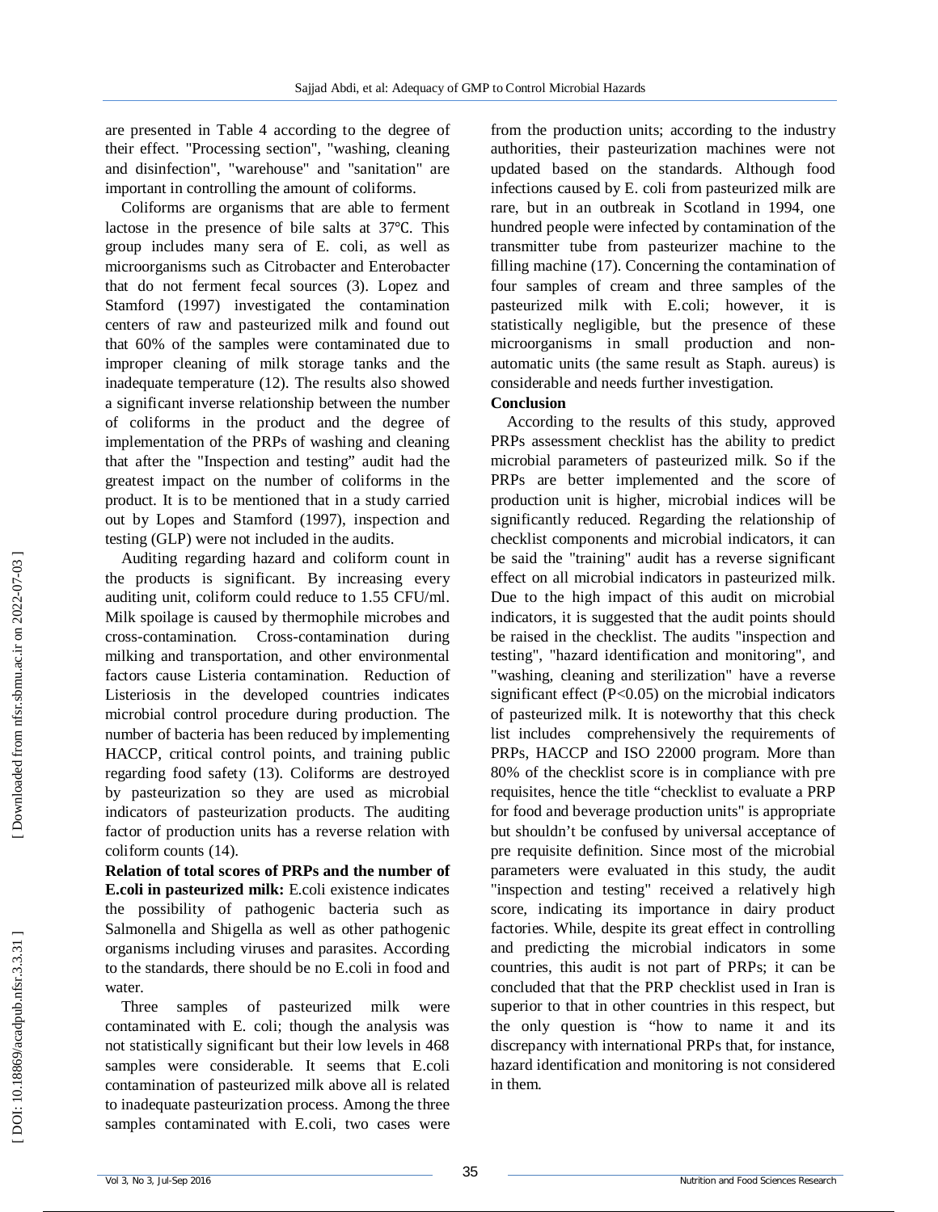are presented in Table 4 according to the degree of their effect. "Processing section", "washing, cleaning and disinfection", "warehouse" and "sanitation" are important in controlling the amount of coliforms.

Coliforms are organisms that are able to ferment lactose in the presence of bile salts at 37°C. This group includes many sera of E. coli, as well as microorganisms such as Citrobacter and Enterobacter that do not ferment fecal sources (3). Lopez and Stamford (1997) investigated the contamination centers of raw and pasteurized milk and found out that 60% of the samples were contaminated due to improper cleaning of milk storage tanks and the inadequate temperature (12). The results also showed a significant inverse relationship between the number of coliforms in the product and the degree of implementation of the PRPs of washing and cleaning that after the "Inspection and testing" audit had the greatest impact on the number of coliforms in the product. It is to be mentioned that in a study carried out by Lopes and Stamford (1997), inspection and testing (GLP) were not included in the audits.

Auditing regarding hazard and coliform count in the products is significant. By increasing every auditing unit, coliform could reduce to 1.55 CFU/ml. Milk spoilage is caused by thermophile microbes and cross-contamination. Cross-contamination during milking and transportation, and other environmental factors cause Listeria contamination. Reduction of Listeriosis in the developed countries indicates microbial control procedure during production. The number of bacteria has been reduced by implementing HACCP, critical control points, and training public regarding food safety (13). Coliforms are destroyed by pasteurization so they are used as microbial indicators of pasteurization products. The auditing factor of production units has a reverse relation with coliform counts (14).

**Relation of total scores of PRPs and the number of E.coli in pasteurized milk:** E.coli existence indicates the possibility of pathogenic bacteria such as Salmonella and Shigella as well as other pathogenic organisms including viruses and parasites. According to the standards, there should be no E.coli in food and water.

Three samples of pasteurized milk were contaminated with E. coli; though the analysis was not statistically significant but their low levels in 468 samples were considerable. It seems that E.coli contamination of pasteurized milk above all is related to inadequate pasteurization process. Among the three samples contaminated with E.coli, two cases were from the production units; according to the industry authorities, their pasteurization machines were not updated based on the standards. Although food infections caused by E. coli from pasteurized milk are rare, but in an outbreak in Scotland in 1994, one hundred people were infected by contamination of the transmitter tube from pasteurizer machine to the filling machine (17). Concerning the contamination of four samples of cream and three samples of the pasteurized milk with E.coli; however, it is statistically negligible, but the presence of these microorganisms in small production and non-automatic units (the same result as Staph. aureus) is considerable and needs further investigation.

## Conclusion

According to the results of this study, approved PRPs assessment checklist has the ability to predict microbial parameters of pasteurized milk. So if the PRPs are better implemented and the score of production unit is higher, microbial indices will be significantly reduced. Regarding the relationship of checklist components and microbial indicators, it can be said the "training" audit has a reverse significant effect on all microbial indicators in pasteurized milk. Due to the high impact of this audit on microbial indicators, it is suggested that the audit points should be raised in the checklist. The audits "inspection and testing", "hazard identification and monitoring", and "washing, cleaning and sterilization" have a reverse significant effect ($P<0.05$) on the microbial indicators of pasteurized milk. It is noteworthy that this check list includes comprehensively the requirements of PRPs, HACCP and ISO 22000 program. More than 80% of the checklist score is in compliance with pre requisites, hence the title "checklist to evaluate a PRP for food and beverage production units" is appropriate but shouldn't be confused by universal acceptance of pre requisite definition. Since most of the microbial parameters were evaluated in this study, the audit "inspection and testing" received a relatively high score, indicating its importance in dairy product factories. While, despite its great effect in controlling and predicting the microbial indicators in some countries, this audit is not part of PRPs; it can be concluded that that the PRP checklist used in Iran is superior to that in other countries in this respect, but the only question is "how to name it and its discrepancy with international PRPs that, for instance, hazard identification and monitoring is not considered in them.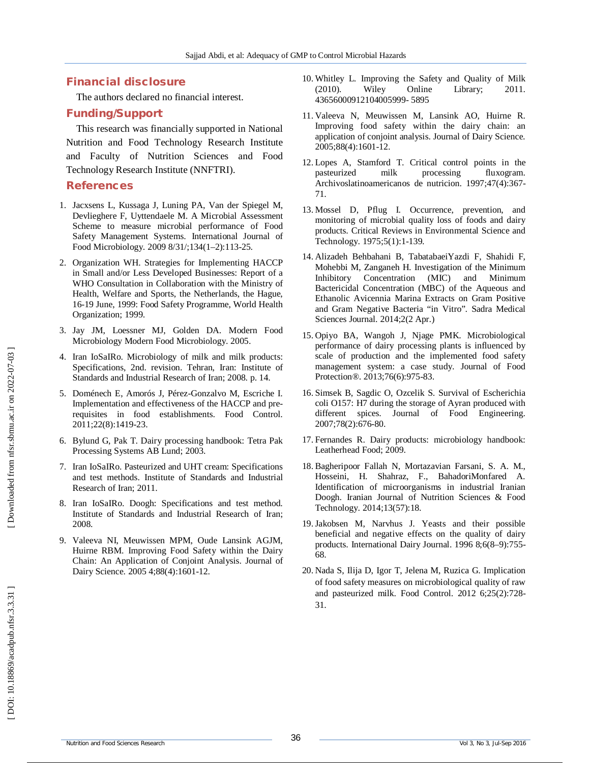## Financial disclosure

The authors declared no financial interest.

## Funding/Support

This research was financially supported in National Nutrition and Food Technology Research Institute and Faculty of Nutrition Sciences and Food Technology Research Institute (NNFTRI).

## References

1. Jacxsens L, Kussaga J, Luning PA, Van der Spiegel M, Devlieghere F, Uyttendaele M. A Microbial Assessment Scheme to measure microbial performance of Food Safety Management Systems. International Journal of Food Microbiology. 2009 8/31/;134(1–2):113-25.
2. Organization WH. Strategies for Implementing HACCP in Small and/or Less Developed Businesses: Report of a WHO Consultation in Collaboration with the Ministry of Health, Welfare and Sports, the Netherlands, the Hague, 16-19 June, 1999: Food Safety Programme, World Health Organization; 1999.
3. Jay JM, Loessner MJ, Golden DA. Modern Food Microbiology Modern Food Microbiology. 2005.
4. Iran IoSaIRo. Microbiology of milk and milk products: Specifications, 2nd. revision. Tehran, Iran: Institute of Standards and Industrial Research of Iran; 2008. p. 14.
5. Doménech E, Amorós J, Pérez-Gonzalvo M, Escriche I. Implementation and effectiveness of the HACCP and pre-requisites in food establishments. Food Control. 2011;22(8):1419-23.
6. Bylund G, Pak T. Dairy processing handbook: Tetra Pak Processing Systems AB Lund; 2003.
7. Iran IoSaIRo. Pasteurized and UHT cream: Specifications and test methods. Institute of Standards and Industrial Research of Iran; 2011.
8. Iran IoSaIRo. Doogh: Specifications and test method. Institute of Standards and Industrial Research of Iran; 2008.
9. Valeeva NI, Meuwissen MPM, Oude Lansink AGJM, Huirne RBM. Improving Food Safety within the Dairy Chain: An Application of Conjoint Analysis. Journal of Dairy Science. 2005 4;88(4):1601-12.
10. Whitley L. Improving the Safety and Quality of Milk (2010). Wiley Online Library; 2011. 43656000912104005999- 5895
11. Valeeva N, Meuwissen M, Lansink AO, Huirne R. Improving food safety within the dairy chain: an application of conjoint analysis. Journal of Dairy Science. 2005;88(4):1601-12.
12. Lopes A, Stamford T. Critical control points in the pasteurized milk processing fluxogram. Archivoslatinoamericanos de nutricion. 1997;47(4):367-71.
13. Mossel D, Pflug I. Occurrence, prevention, and monitoring of microbial quality loss of foods and dairy products. Critical Reviews in Environmental Science and Technology. 1975;5(1):1-139.
14. Alizadeh Behbahani B, TabatabaeiYazdi F, Shahidi F, Mohebbi M, Zanganeh H. Investigation of the Minimum Inhibitory Concentration (MIC) and Minimum Bactericidal Concentration (MBC) of the Aqueous and Ethanolic Avicennia Marina Extracts on Gram Positive and Gram Negative Bacteria "in Vitro". Sadra Medical Sciences Journal. 2014;2(2 Apr.)
15. Opiyo BA, Wangoh J, Njage PMK. Microbiological performance of dairy processing plants is influenced by scale of production and the implemented food safety management system: a case study. Journal of Food Protection®. 2013;76(6):975-83.
16. Simsek B, Sagdic O, Ozcelik S. Survival of Escherichia coli O157: H7 during the storage of Ayran produced with different spices. Journal of Food Engineering. 2007;78(2):676-80.
17. Fernandes R. Dairy products: microbiology handbook: Leatherhead Food; 2009.
18. Bagheripoor Fallah N, Mortazavian Farsani, S. A. M., Hosseini, H. Shahraz, F., BahadoriMonfared A. Identification of microorganisms in industrial Iranian Doogh. Iranian Journal of Nutrition Sciences & Food Technology. 2014;13(57):18.
19. Jakobsen M, Narvhus J. Yeasts and their possible beneficial and negative effects on the quality of dairy products. International Dairy Journal. 1996 8;6(8–9):755-68.
20. Nada S, Ilija D, Igor T, Jelena M, Ruzica G. Implication of food safety measures on microbiological quality of raw and pasteurized milk. Food Control. 2012 6;25(2):728-31.